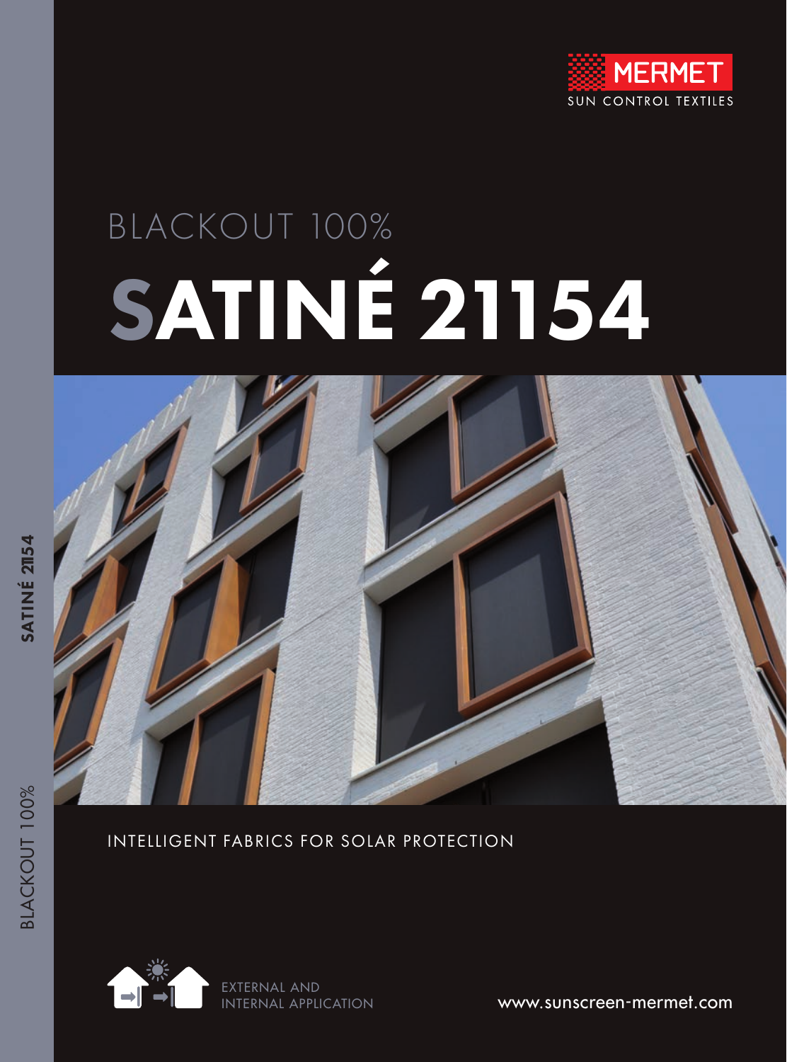MERMET
SUN CONTROL TEXTILES

# BLACKOUT 100%

# SATINÉ 21154

INTELLIGENT FABRICS FOR SOLAR PROTECTION

EXTERNAL AND
INTERNAL APPLICATION

www.sunscreen-mermet.com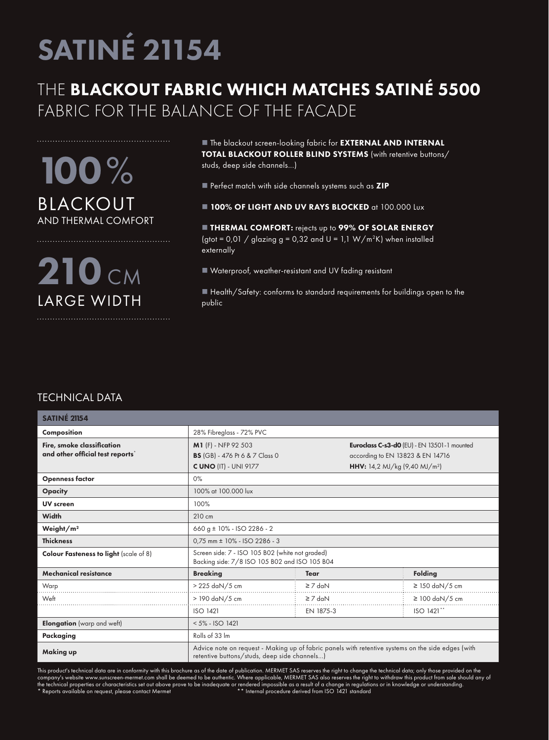# SATINÉ 21154

## THE **BLACKOUT FABRIC WHICH MATCHES SATINÉ 5500** FABRIC FOR THE BALANCE OF THE FACADE

**100** %
BLACKOUT
AND THERMAL COMFORT

**210** CM
LARGE WIDTH

- The blackout screen-looking fabric for **EXTERNAL AND INTERNAL TOTAL BLACKOUT ROLLER BLIND SYSTEMS** (with retentive buttons/ studs, deep side channels...)
- Perfect match with side channels systems such as **ZIP**
- **100% OF LIGHT AND UV RAYS BLOCKED** at 100.000 Lux
- **THERMAL COMFORT:** rejects up to **99% OF SOLAR ENERGY** (gtot = 0,01 / glazing g = 0,32 and U = 1,1 W/m²K) when installed externally
- Waterproof, weather-resistant and UV fading resistant
- Health/Safety: conforms to standard requirements for buildings open to the public

## TECHNICAL DATA

| **SATINÉ 21154** | | | |
|---|---|---|---|
| **Composition** | 28% Fibreglass - 72% PVC | | |
| **Fire, smoke classification and other official test reports*** | **M1** (F) - NFP 92 503<br>**BS** (GB) - 476 Pt 6 & 7 Class 0<br>**C UNO** (IT) - UNI 9177 | **Euroclass C-s3-d0** (EU) - EN 13501-1 mounted according to EN 13823 & EN 14716<br>**HHV:** 14,2 MJ/kg (9,40 MJ/m²) | |
| **Openness factor** | 0% | | |
| **Opacity** | 100% at 100.000 lux | | |
| **UV screen** | 100% | | |
| **Width** | 210 cm | | |
| **Weight/m²** | 660 g ± 10% - ISO 2286 - 2 | | |
| **Thickness** | 0,75 mm ± 10% - ISO 2286 - 3 | | |
| **Colour Fasteness to light** (scale of 8) | Screen side: 7 - ISO 105 B02 (white not graded)<br>Backing side: 7/8 ISO 105 B02 and ISO 105 B04 | | |
| **Mechanical resistance** | **Breaking** | **Tear** | **Folding** |
| Warp | > 225 daN/5 cm | ≥ 7 daN | ≥ 150 daN/5 cm |
| Weft | > 190 daN/5 cm | ≥ 7 daN | ≥ 100 daN/5 cm |
| | ISO 1421 | EN 1875-3 | ISO 1421** |
| **Elongation** (warp and weft) | < 5% - ISO 1421 | | |
| **Packaging** | Rolls of 33 lm | | |
| **Making up** | Advice note on request - Making up of fabric panels with retentive systems on the side edges (with retentive buttons/studs, deep side channels...) | | |

This product's technical data are in conformity with this brochure as of the date of publication. MERMET SAS reserves the right to change the technical data; only those provided on the company's website www.sunscreen-mermet.com shall be deemed to be authentic. Where applicable, MERMET SAS also reserves the right to withdraw this product from sale should any of the technical properties or characteristics set out above prove to be inadequate or rendered impossible as a result of a change in regulations or in knowledge or understanding.

\* Reports available on request, please contact Mermet

\*\* Internal procedure derived from ISO 1421 standard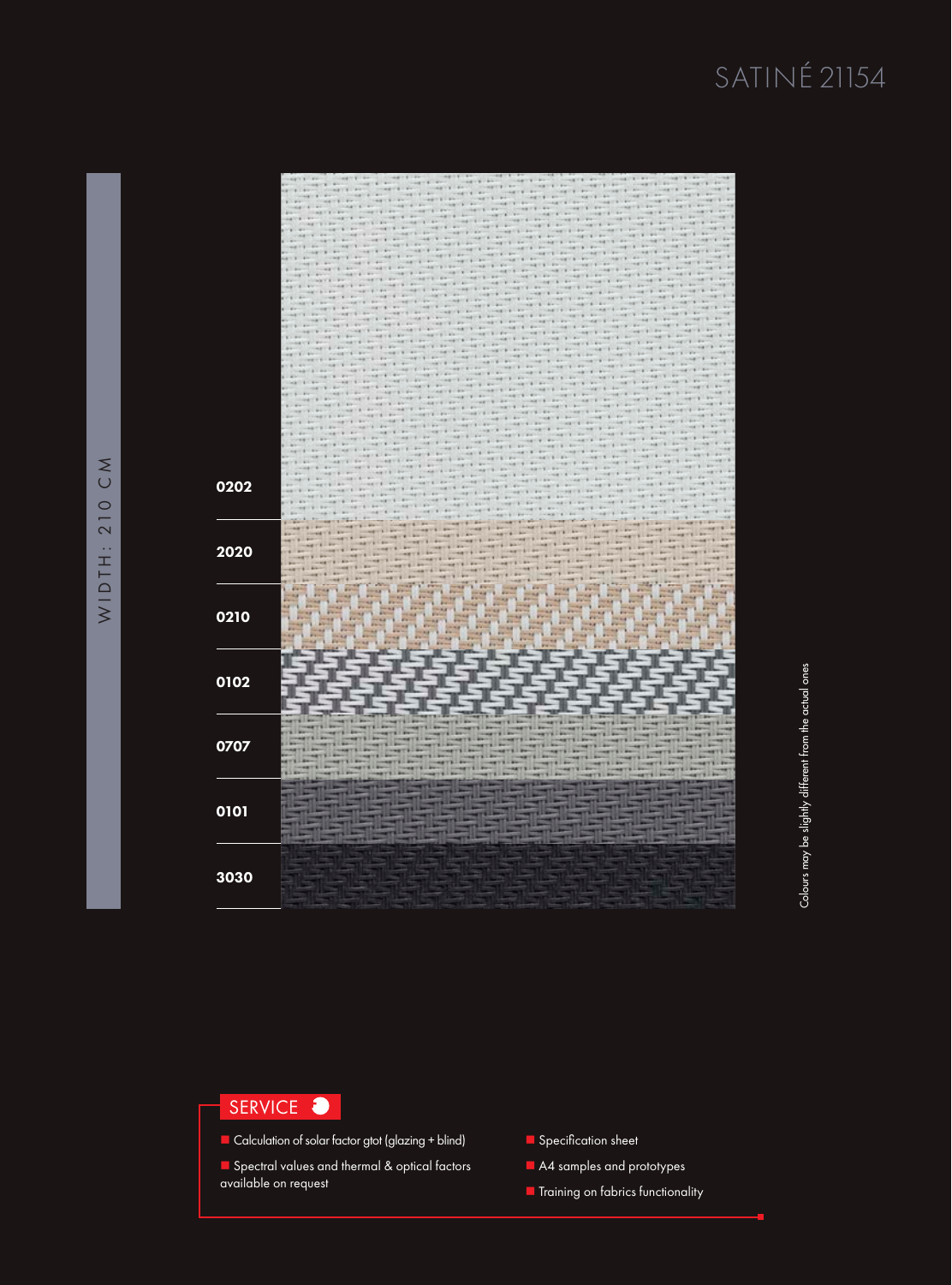# SATINÉ 21154

WIDTH: 210 CM

0202

2020

0210

0102

0707

0101

3030

Colours may be slightly different from the actual ones

## SERVICE

- Calculation of solar factor gtot (glazing + blind)
- Spectral values and thermal & optical factors available on request
- Specification sheet
- A4 samples and prototypes
- Training on fabrics functionality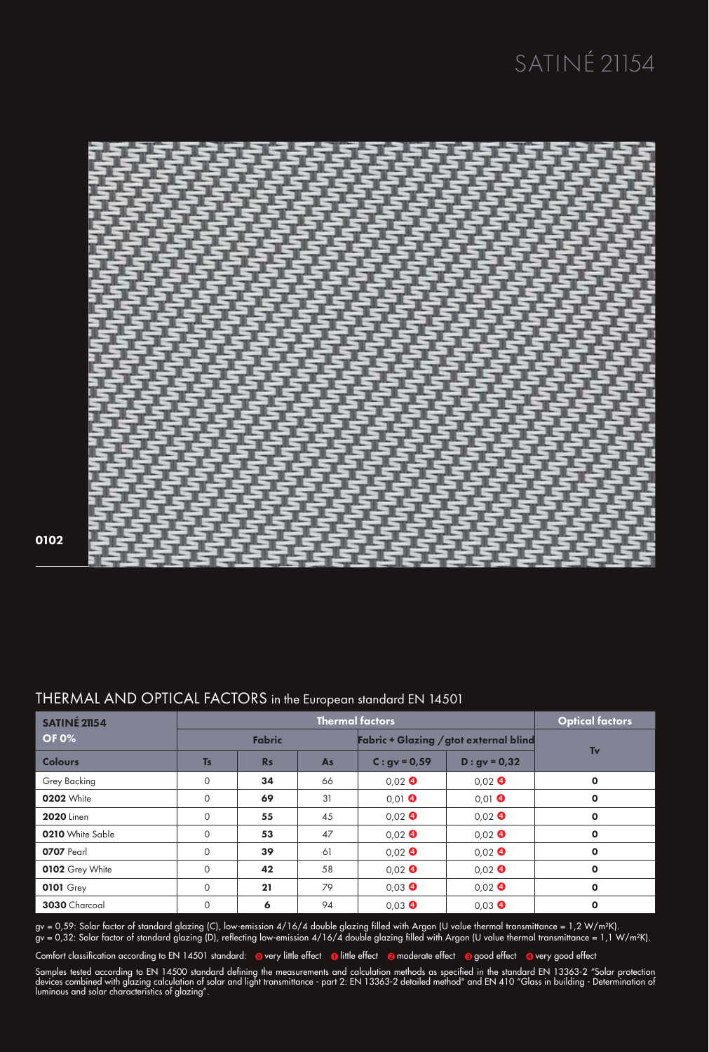# SATINÉ 21154

0102

## THERMAL AND OPTICAL FACTORS in the European standard EN 14501

| SATINÉ 21154 OF 0% | Thermal factors | | | | | Optical factors |
|---|---|---|---|---|---|---|
| | Fabric | | | Fabric + Glazing / gtot external blind | | Tv |
| Colours | Ts | Rs | As | C : gv = 0,59 | D : gv = 0,32 | |
| Grey Backing | 0 | **34** | 66 | 0,02 ❹ | 0,02 ❹ | **0** |
| **0202** White | 0 | **69** | 31 | 0,01 ❹ | 0,01 ❹ | **0** |
| **2020** Linen | 0 | **55** | 45 | 0,02 ❹ | 0,02 ❹ | **0** |
| **0210** White Sable | 0 | **53** | 47 | 0,02 ❹ | 0,02 ❹ | **0** |
| **0707** Pearl | 0 | **39** | 61 | 0,02 ❹ | 0,02 ❹ | **0** |
| **0102** Grey White | 0 | **42** | 58 | 0,02 ❹ | 0,02 ❹ | **0** |
| **0101** Grey | 0 | **21** | 79 | 0,03 ❹ | 0,02 ❹ | **0** |
| **3030** Charcoal | 0 | **6** | 94 | 0,03 ❹ | 0,03 ❹ | **0** |

gv = 0,59: Solar factor of standard glazing (C), low-emission 4/16/4 double glazing filled with Argon (U value thermal transmittance = 1,2 W/m²K).
gv = 0,32: Solar factor of standard glazing (D), reflecting low-emission 4/16/4 double glazing filled with Argon (U value thermal transmittance = 1,1 W/m²K).

Comfort classification according to EN 14501 standard: ⓿ very little effect ❶ little effect ❷ moderate effect ❸ good effect ❹ very good effect

Samples tested according to EN 14500 standard defining the measurements and calculation methods as specified in the standard EN 13363-2 "Solar protection devices combined with glazing calculation of solar and light transmittance - part 2: EN 13363-2 detailed method" and EN 410 "Glass in building - Determination of luminous and solar characteristics of glazing".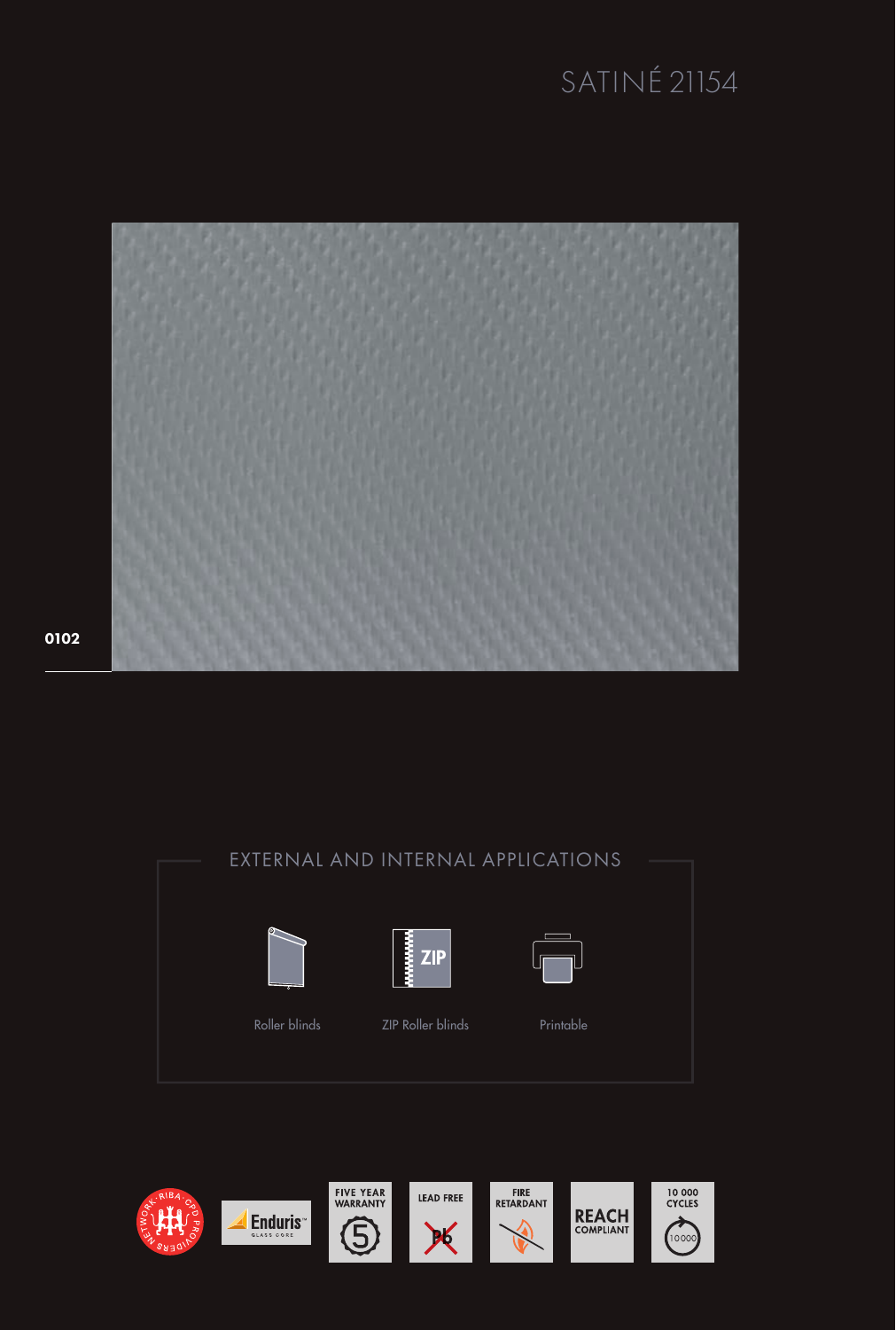# SATINÉ 21154

0102

## EXTERNAL AND INTERNAL APPLICATIONS

Roller blinds

ZIP Roller blinds

Printable

Enduris™ GLASS CORE

FIVE YEAR WARRANTY

LEAD FREE

FIRE RETARDANT

REACH COMPLIANT

10 000 CYCLES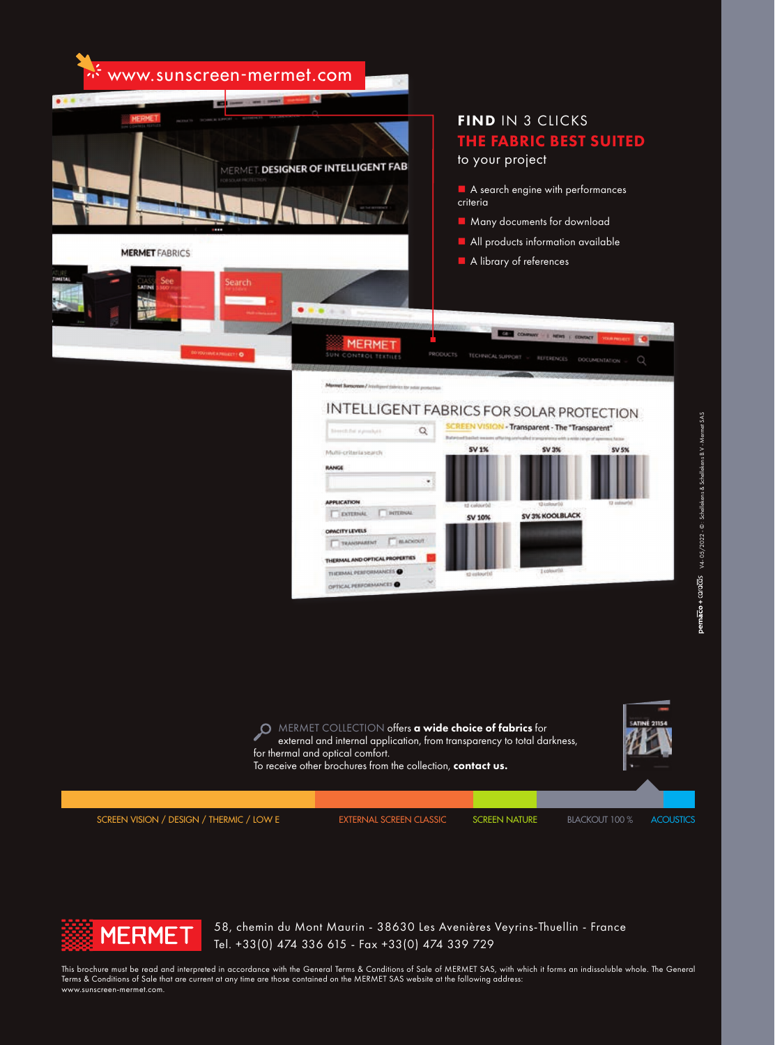www.sunscreen-mermet.com

## FIND IN 3 CLICKS THE FABRIC BEST SUITED to your project

- A search engine with performances criteria
- Many documents for download
- All products information available
- A library of references

MERMET COLLECTION offers **a wide choice of fabrics** for external and internal application, from transparency to total darkness, for thermal and optical comfort.
To receive other brochures from the collection, **contact us.**

SCREEN VISION / DESIGN / THERMIC / LOW E — EXTERNAL SCREEN CLASSIC — SCREEN NATURE — BLACKOUT 100 % — ACOUSTICS

MERMET

58, chemin du Mont Maurin - 38630 Les Avenières Veyrins-Thuellin - France
Tel. +33(0) 474 336 615 - Fax +33(0) 474 339 729

This brochure must be read and interpreted in accordance with the General Terms & Conditions of Sale of MERMET SAS, with which it forms an indissoluble whole. The General Terms & Conditions of Sale that are current at any time are those contained on the MERMET SAS website at the following address: www.sunscreen-mermet.com.

pemaco + carazas V4- 05/2022 - © : Schellekens & Schellekens B.V - Mermet SAS